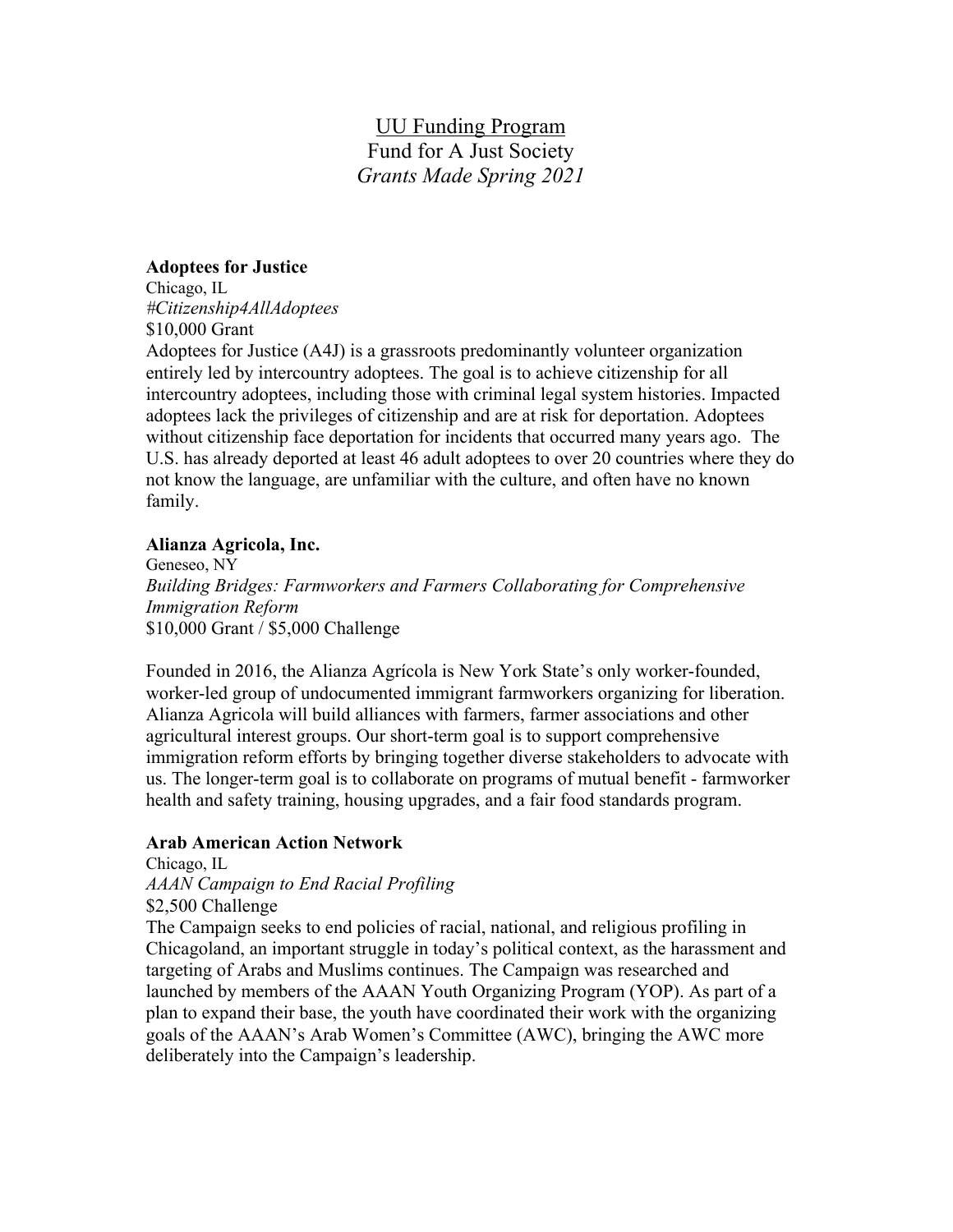# <u>UU Funding Program</u>

## Fund for A Just Society

### *Grants Made Spring 2021*

**Adoptees for Justice**
Chicago, IL
*#Citizenship4AllAdoptees*
$10,000 Grant
Adoptees for Justice (A4J) is a grassroots predominantly volunteer organization entirely led by intercountry adoptees. The goal is to achieve citizenship for all intercountry adoptees, including those with criminal legal system histories. Impacted adoptees lack the privileges of citizenship and are at risk for deportation. Adoptees without citizenship face deportation for incidents that occurred many years ago. The U.S. has already deported at least 46 adult adoptees to over 20 countries where they do not know the language, are unfamiliar with the culture, and often have no known family.

**Alianza Agricola, Inc.**
Geneseo, NY
*Building Bridges: Farmworkers and Farmers Collaborating for Comprehensive Immigration Reform*
$10,000 Grant / $5,000 Challenge

Founded in 2016, the Alianza Agrícola is New York State's only worker-founded, worker-led group of undocumented immigrant farmworkers organizing for liberation. Alianza Agricola will build alliances with farmers, farmer associations and other agricultural interest groups. Our short-term goal is to support comprehensive immigration reform efforts by bringing together diverse stakeholders to advocate with us. The longer-term goal is to collaborate on programs of mutual benefit - farmworker health and safety training, housing upgrades, and a fair food standards program.

**Arab American Action Network**
Chicago, IL
*AAAN Campaign to End Racial Profiling*
$2,500 Challenge
The Campaign seeks to end policies of racial, national, and religious profiling in Chicagoland, an important struggle in today's political context, as the harassment and targeting of Arabs and Muslims continues. The Campaign was researched and launched by members of the AAAN Youth Organizing Program (YOP). As part of a plan to expand their base, the youth have coordinated their work with the organizing goals of the AAAN's Arab Women's Committee (AWC), bringing the AWC more deliberately into the Campaign's leadership.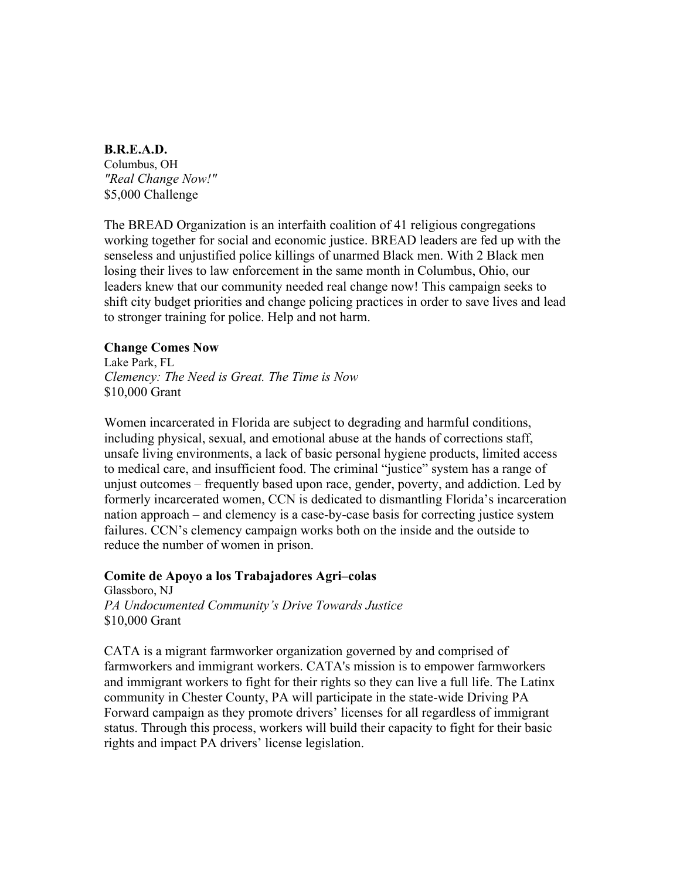**B.R.E.A.D.**
Columbus, OH
*"Real Change Now!"*
$5,000 Challenge

The BREAD Organization is an interfaith coalition of 41 religious congregations working together for social and economic justice. BREAD leaders are fed up with the senseless and unjustified police killings of unarmed Black men. With 2 Black men losing their lives to law enforcement in the same month in Columbus, Ohio, our leaders knew that our community needed real change now! This campaign seeks to shift city budget priorities and change policing practices in order to save lives and lead to stronger training for police. Help and not harm.

**Change Comes Now**
Lake Park, FL
*Clemency: The Need is Great. The Time is Now*
$10,000 Grant

Women incarcerated in Florida are subject to degrading and harmful conditions, including physical, sexual, and emotional abuse at the hands of corrections staff, unsafe living environments, a lack of basic personal hygiene products, limited access to medical care, and insufficient food. The criminal "justice" system has a range of unjust outcomes – frequently based upon race, gender, poverty, and addiction. Led by formerly incarcerated women, CCN is dedicated to dismantling Florida's incarceration nation approach – and clemency is a case-by-case basis for correcting justice system failures. CCN's clemency campaign works both on the inside and the outside to reduce the number of women in prison.

**Comite de Apoyo a los Trabajadores Agri–colas**
Glassboro, NJ
*PA Undocumented Community's Drive Towards Justice*
$10,000 Grant

CATA is a migrant farmworker organization governed by and comprised of farmworkers and immigrant workers. CATA's mission is to empower farmworkers and immigrant workers to fight for their rights so they can live a full life. The Latinx community in Chester County, PA will participate in the state-wide Driving PA Forward campaign as they promote drivers' licenses for all regardless of immigrant status. Through this process, workers will build their capacity to fight for their basic rights and impact PA drivers' license legislation.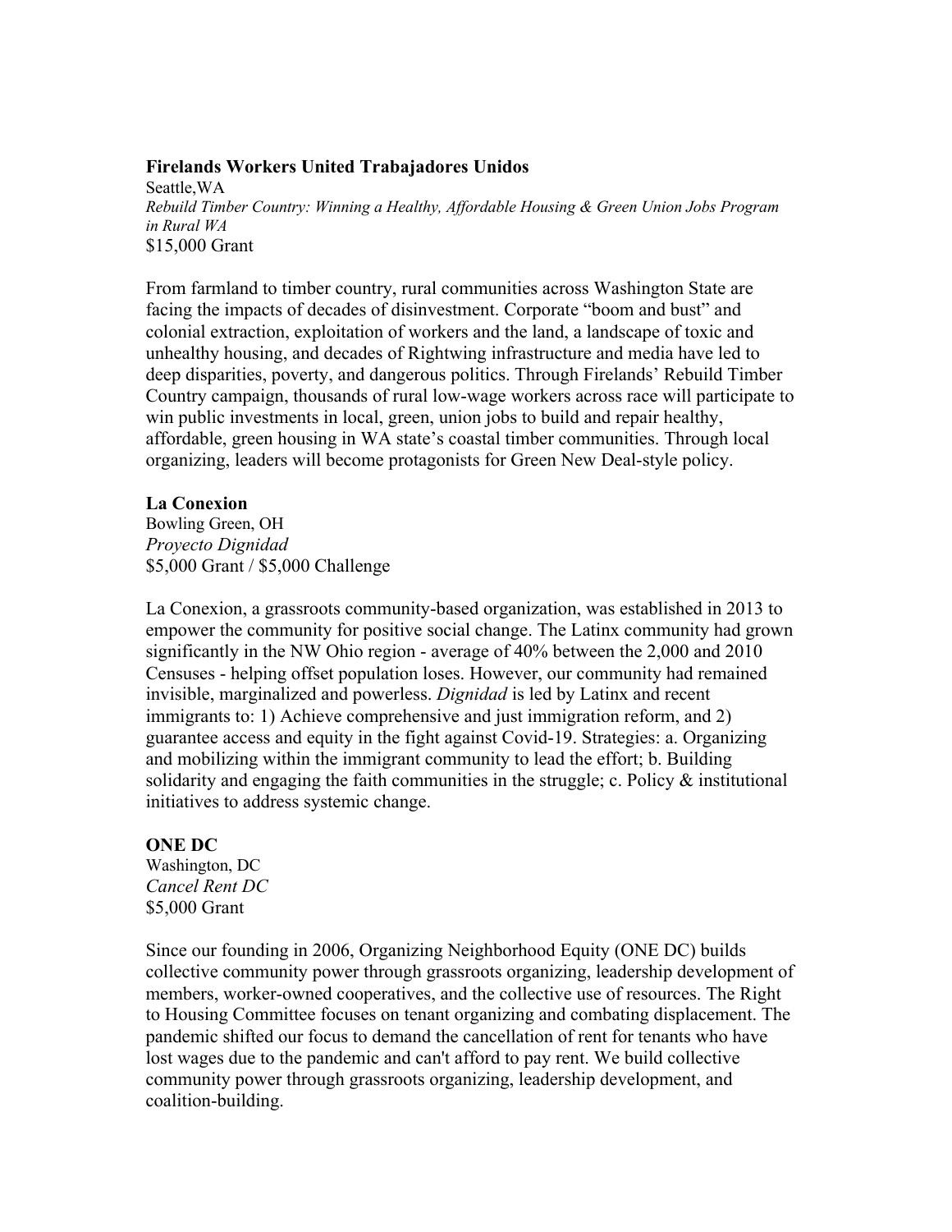**Firelands Workers United Trabajadores Unidos**
Seattle,WA
*Rebuild Timber Country: Winning a Healthy, Affordable Housing & Green Union Jobs Program in Rural WA*
$15,000 Grant

From farmland to timber country, rural communities across Washington State are facing the impacts of decades of disinvestment. Corporate "boom and bust" and colonial extraction, exploitation of workers and the land, a landscape of toxic and unhealthy housing, and decades of Rightwing infrastructure and media have led to deep disparities, poverty, and dangerous politics. Through Firelands' Rebuild Timber Country campaign, thousands of rural low-wage workers across race will participate to win public investments in local, green, union jobs to build and repair healthy, affordable, green housing in WA state's coastal timber communities. Through local organizing, leaders will become protagonists for Green New Deal-style policy.

**La Conexion**
Bowling Green, OH
*Proyecto Dignidad*
$5,000 Grant / $5,000 Challenge

La Conexion, a grassroots community-based organization, was established in 2013 to empower the community for positive social change. The Latinx community had grown significantly in the NW Ohio region - average of 40% between the 2,000 and 2010 Censuses - helping offset population loses. However, our community had remained invisible, marginalized and powerless. *Dignidad* is led by Latinx and recent immigrants to: 1) Achieve comprehensive and just immigration reform, and 2) guarantee access and equity in the fight against Covid-19. Strategies: a. Organizing and mobilizing within the immigrant community to lead the effort; b. Building solidarity and engaging the faith communities in the struggle; c. Policy & institutional initiatives to address systemic change.

**ONE DC**
Washington, DC
*Cancel Rent DC*
$5,000 Grant

Since our founding in 2006, Organizing Neighborhood Equity (ONE DC) builds collective community power through grassroots organizing, leadership development of members, worker-owned cooperatives, and the collective use of resources. The Right to Housing Committee focuses on tenant organizing and combating displacement. The pandemic shifted our focus to demand the cancellation of rent for tenants who have lost wages due to the pandemic and can't afford to pay rent. We build collective community power through grassroots organizing, leadership development, and coalition-building.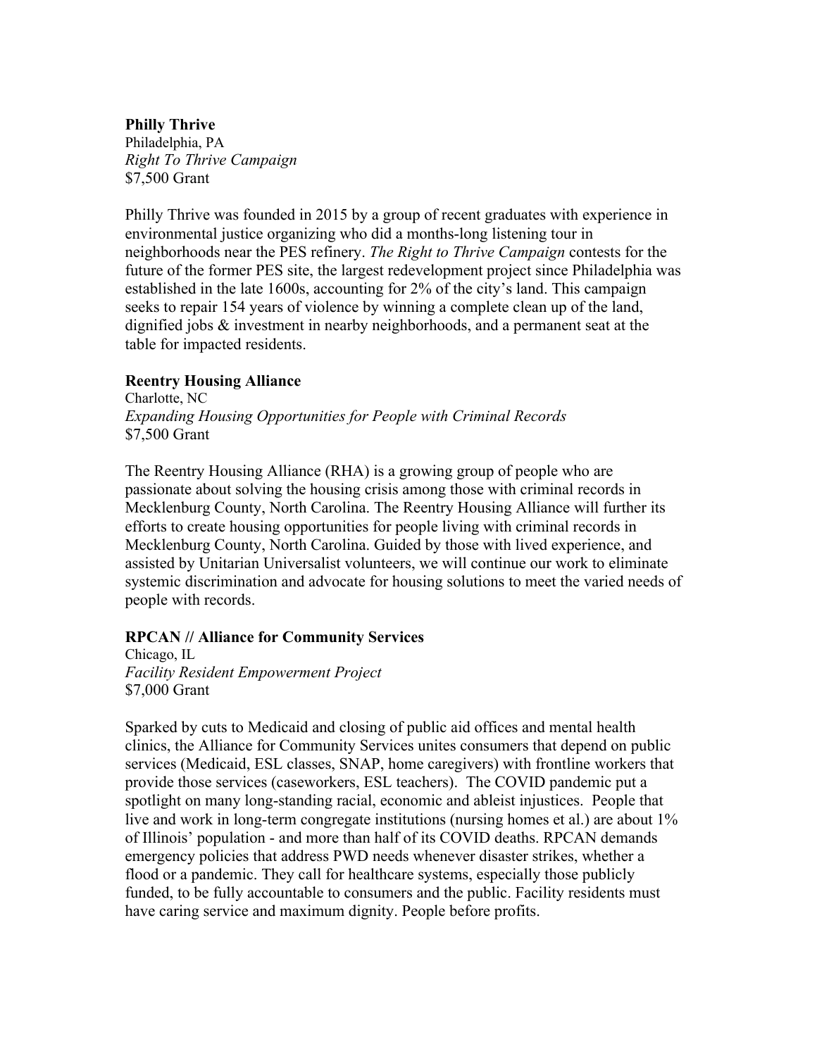**Philly Thrive**
Philadelphia, PA
*Right To Thrive Campaign*
$7,500 Grant

Philly Thrive was founded in 2015 by a group of recent graduates with experience in environmental justice organizing who did a months-long listening tour in neighborhoods near the PES refinery. *The Right to Thrive Campaign* contests for the future of the former PES site, the largest redevelopment project since Philadelphia was established in the late 1600s, accounting for 2% of the city's land. This campaign seeks to repair 154 years of violence by winning a complete clean up of the land, dignified jobs & investment in nearby neighborhoods, and a permanent seat at the table for impacted residents.

**Reentry Housing Alliance**
Charlotte, NC
*Expanding Housing Opportunities for People with Criminal Records*
$7,500 Grant

The Reentry Housing Alliance (RHA) is a growing group of people who are passionate about solving the housing crisis among those with criminal records in Mecklenburg County, North Carolina. The Reentry Housing Alliance will further its efforts to create housing opportunities for people living with criminal records in Mecklenburg County, North Carolina. Guided by those with lived experience, and assisted by Unitarian Universalist volunteers, we will continue our work to eliminate systemic discrimination and advocate for housing solutions to meet the varied needs of people with records.

**RPCAN // Alliance for Community Services**
Chicago, IL
*Facility Resident Empowerment Project*
$7,000 Grant

Sparked by cuts to Medicaid and closing of public aid offices and mental health clinics, the Alliance for Community Services unites consumers that depend on public services (Medicaid, ESL classes, SNAP, home caregivers) with frontline workers that provide those services (caseworkers, ESL teachers). The COVID pandemic put a spotlight on many long-standing racial, economic and ableist injustices. People that live and work in long-term congregate institutions (nursing homes et al.) are about 1% of Illinois' population - and more than half of its COVID deaths. RPCAN demands emergency policies that address PWD needs whenever disaster strikes, whether a flood or a pandemic. They call for healthcare systems, especially those publicly funded, to be fully accountable to consumers and the public. Facility residents must have caring service and maximum dignity. People before profits.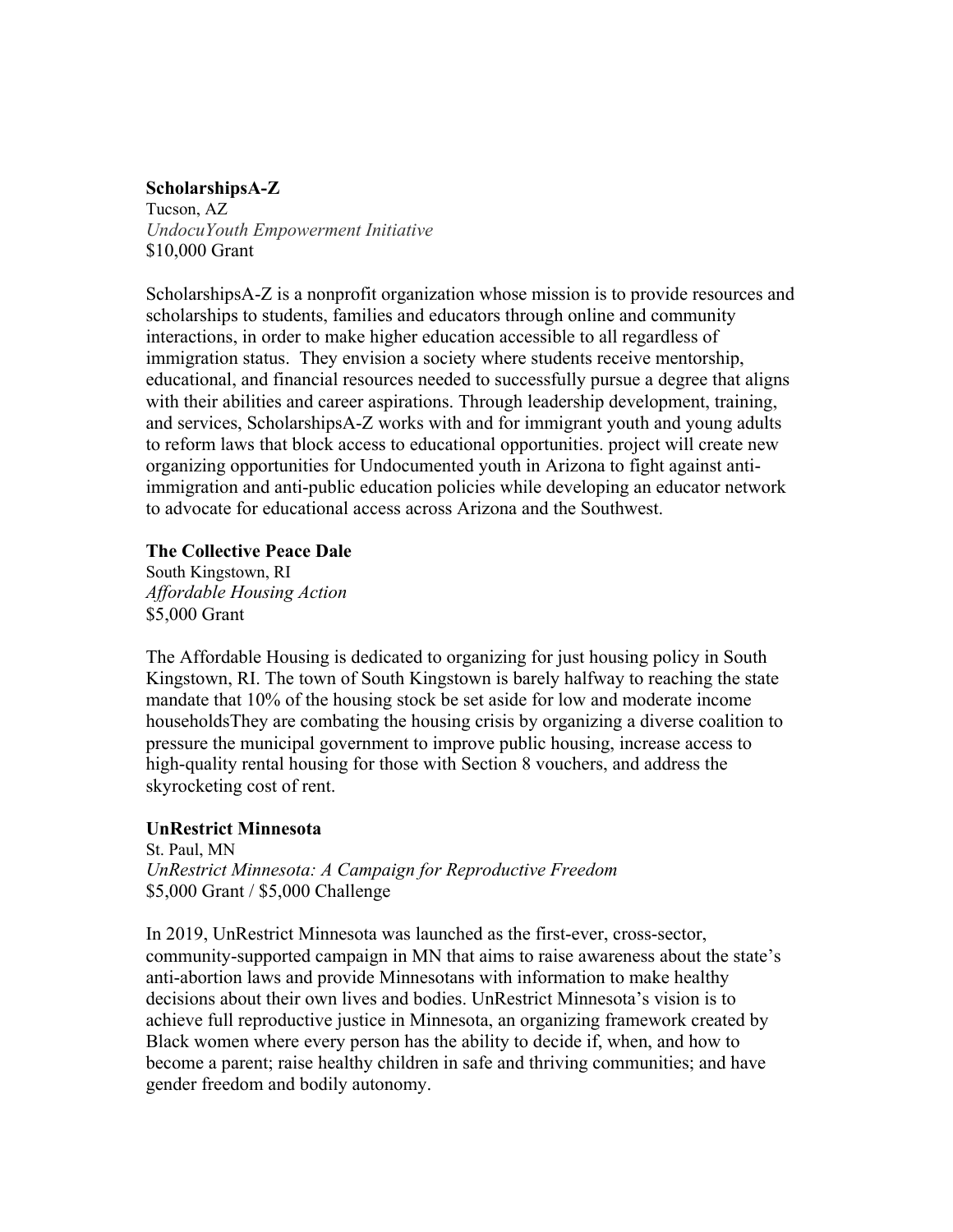**ScholarshipsA-Z**
Tucson, AZ
*UndocuYouth Empowerment Initiative*
$10,000 Grant

ScholarshipsA-Z is a nonprofit organization whose mission is to provide resources and scholarships to students, families and educators through online and community interactions, in order to make higher education accessible to all regardless of immigration status. They envision a society where students receive mentorship, educational, and financial resources needed to successfully pursue a degree that aligns with their abilities and career aspirations. Through leadership development, training, and services, ScholarshipsA-Z works with and for immigrant youth and young adults to reform laws that block access to educational opportunities. project will create new organizing opportunities for Undocumented youth in Arizona to fight against anti-immigration and anti-public education policies while developing an educator network to advocate for educational access across Arizona and the Southwest.

**The Collective Peace Dale**
South Kingstown, RI
*Affordable Housing Action*
$5,000 Grant

The Affordable Housing is dedicated to organizing for just housing policy in South Kingstown, RI. The town of South Kingstown is barely halfway to reaching the state mandate that 10% of the housing stock be set aside for low and moderate income householdsThey are combating the housing crisis by organizing a diverse coalition to pressure the municipal government to improve public housing, increase access to high-quality rental housing for those with Section 8 vouchers, and address the skyrocketing cost of rent.

**UnRestrict Minnesota**
St. Paul, MN
*UnRestrict Minnesota: A Campaign for Reproductive Freedom*
$5,000 Grant / $5,000 Challenge

In 2019, UnRestrict Minnesota was launched as the first-ever, cross-sector, community-supported campaign in MN that aims to raise awareness about the state's anti-abortion laws and provide Minnesotans with information to make healthy decisions about their own lives and bodies. UnRestrict Minnesota's vision is to achieve full reproductive justice in Minnesota, an organizing framework created by Black women where every person has the ability to decide if, when, and how to become a parent; raise healthy children in safe and thriving communities; and have gender freedom and bodily autonomy.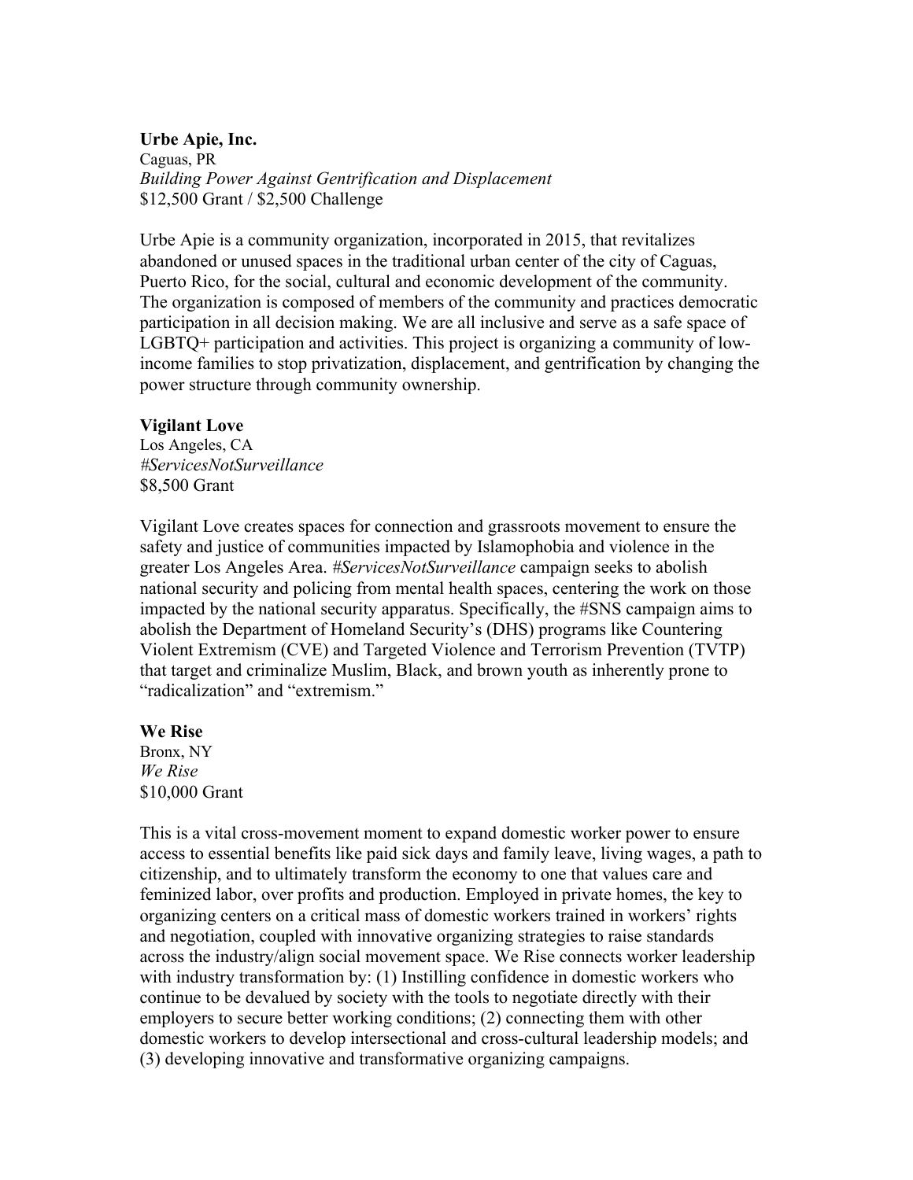**Urbe Apie, Inc.**
Caguas, PR
*Building Power Against Gentrification and Displacement*
$12,500 Grant / $2,500 Challenge

Urbe Apie is a community organization, incorporated in 2015, that revitalizes abandoned or unused spaces in the traditional urban center of the city of Caguas, Puerto Rico, for the social, cultural and economic development of the community. The organization is composed of members of the community and practices democratic participation in all decision making. We are all inclusive and serve as a safe space of LGBTQ+ participation and activities. This project is organizing a community of low-income families to stop privatization, displacement, and gentrification by changing the power structure through community ownership.

**Vigilant Love**
Los Angeles, CA
*#ServicesNotSurveillance*
$8,500 Grant

Vigilant Love creates spaces for connection and grassroots movement to ensure the safety and justice of communities impacted by Islamophobia and violence in the greater Los Angeles Area. *#ServicesNotSurveillance* campaign seeks to abolish national security and policing from mental health spaces, centering the work on those impacted by the national security apparatus. Specifically, the #SNS campaign aims to abolish the Department of Homeland Security's (DHS) programs like Countering Violent Extremism (CVE) and Targeted Violence and Terrorism Prevention (TVTP) that target and criminalize Muslim, Black, and brown youth as inherently prone to "radicalization" and "extremism."

**We Rise**
Bronx, NY
*We Rise*
$10,000 Grant

This is a vital cross-movement moment to expand domestic worker power to ensure access to essential benefits like paid sick days and family leave, living wages, a path to citizenship, and to ultimately transform the economy to one that values care and feminized labor, over profits and production. Employed in private homes, the key to organizing centers on a critical mass of domestic workers trained in workers' rights and negotiation, coupled with innovative organizing strategies to raise standards across the industry/align social movement space. We Rise connects worker leadership with industry transformation by: (1) Instilling confidence in domestic workers who continue to be devalued by society with the tools to negotiate directly with their employers to secure better working conditions; (2) connecting them with other domestic workers to develop intersectional and cross-cultural leadership models; and (3) developing innovative and transformative organizing campaigns.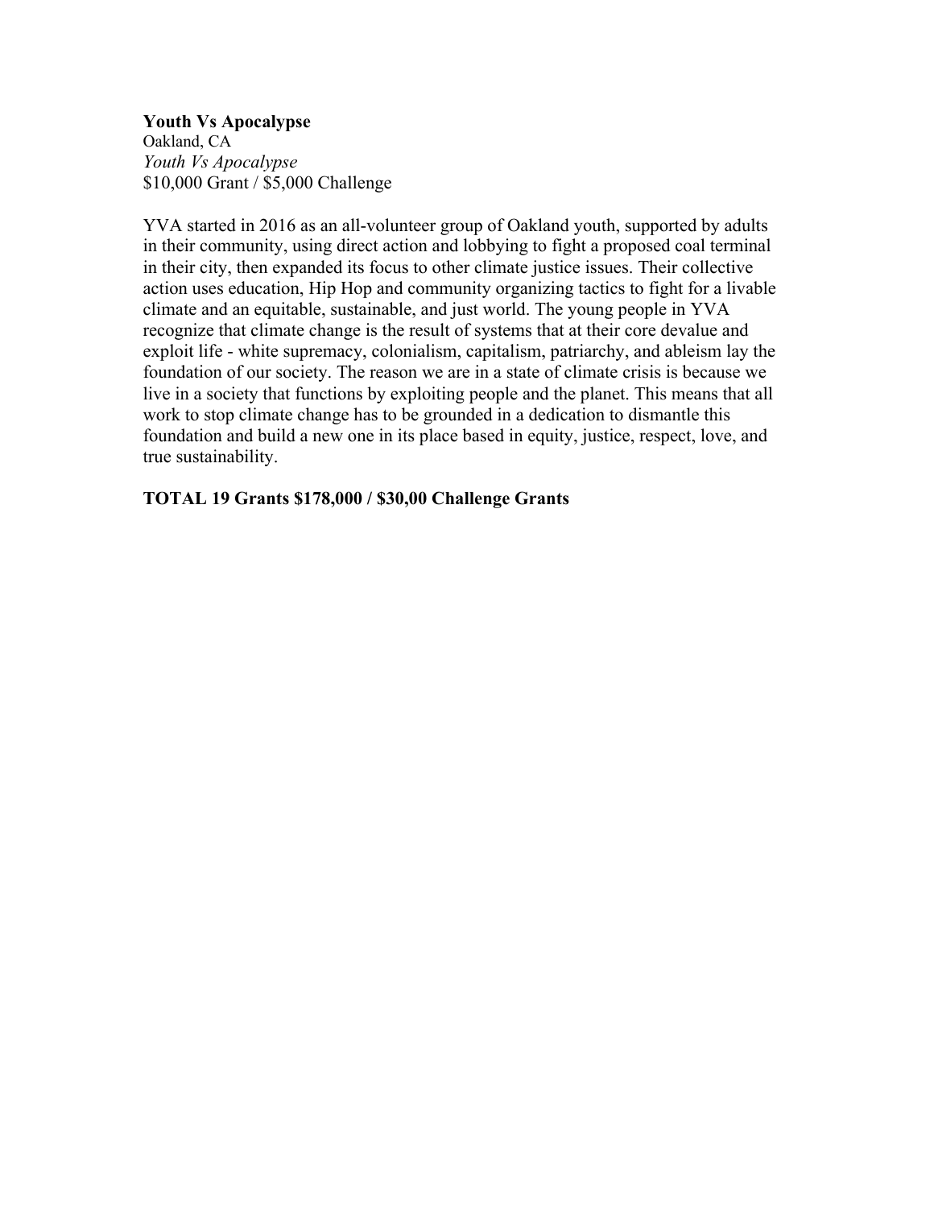**Youth Vs Apocalypse**
Oakland, CA
*Youth Vs Apocalypse*
$10,000 Grant / $5,000 Challenge

YVA started in 2016 as an all-volunteer group of Oakland youth, supported by adults in their community, using direct action and lobbying to fight a proposed coal terminal in their city, then expanded its focus to other climate justice issues. Their collective action uses education, Hip Hop and community organizing tactics to fight for a livable climate and an equitable, sustainable, and just world. The young people in YVA recognize that climate change is the result of systems that at their core devalue and exploit life - white supremacy, colonialism, capitalism, patriarchy, and ableism lay the foundation of our society. The reason we are in a state of climate crisis is because we live in a society that functions by exploiting people and the planet. This means that all work to stop climate change has to be grounded in a dedication to dismantle this foundation and build a new one in its place based in equity, justice, respect, love, and true sustainability.

**TOTAL 19 Grants $178,000 / $30,00 Challenge Grants**